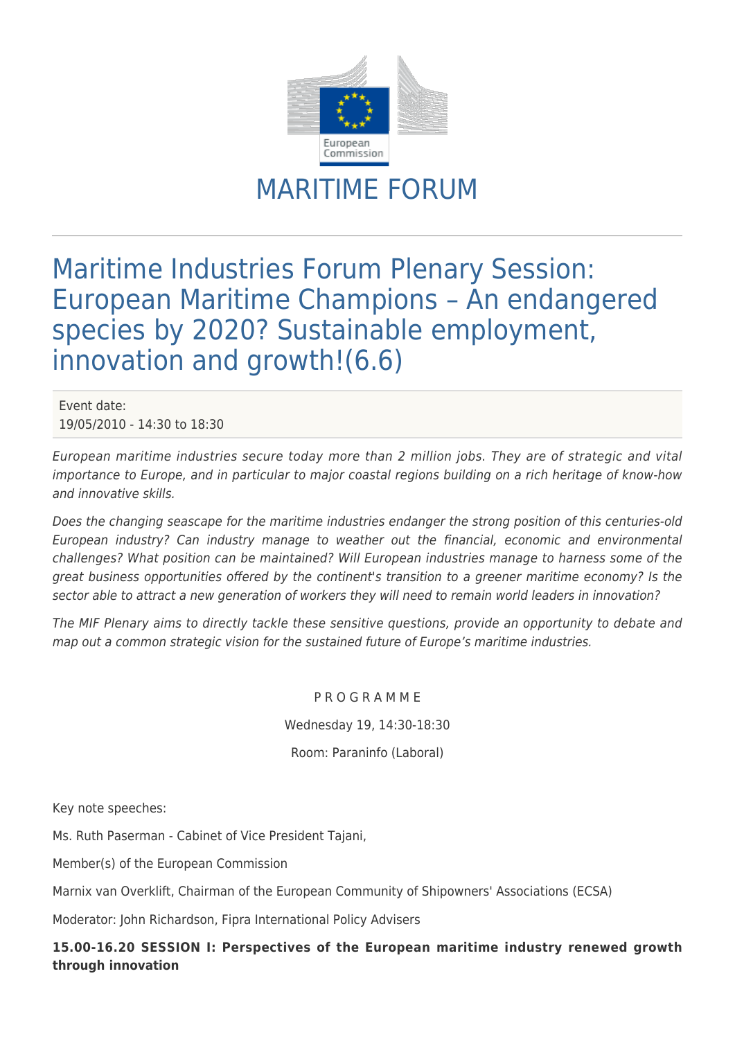# MARITIME FORUM

## Maritime Industries Forum Plenary Session: European Maritime Champions – An endangered species by 2020? Sustainable employment, innovation and growth!(6.6)

Event date:
19/05/2010 - 14:30 to 18:30

*European maritime industries secure today more than 2 million jobs. They are of strategic and vital importance to Europe, and in particular to major coastal regions building on a rich heritage of know-how and innovative skills.*

*Does the changing seascape for the maritime industries endanger the strong position of this centuries-old European industry? Can industry manage to weather out the financial, economic and environmental challenges? What position can be maintained? Will European industries manage to harness some of the great business opportunities offered by the continent's transition to a greener maritime economy? Is the sector able to attract a new generation of workers they will need to remain world leaders in innovation?*

*The MIF Plenary aims to directly tackle these sensitive questions, provide an opportunity to debate and map out a common strategic vision for the sustained future of Europe's maritime industries.*

P R O G R A M M E

Wednesday 19, 14:30-18:30

Room: Paraninfo (Laboral)

Key note speeches:

Ms. Ruth Paserman - Cabinet of Vice President Tajani,

Member(s) of the European Commission

Marnix van Overklift, Chairman of the European Community of Shipowners' Associations (ECSA)

Moderator: John Richardson, Fipra International Policy Advisers

**15.00-16.20 SESSION I: Perspectives of the European maritime industry renewed growth through innovation**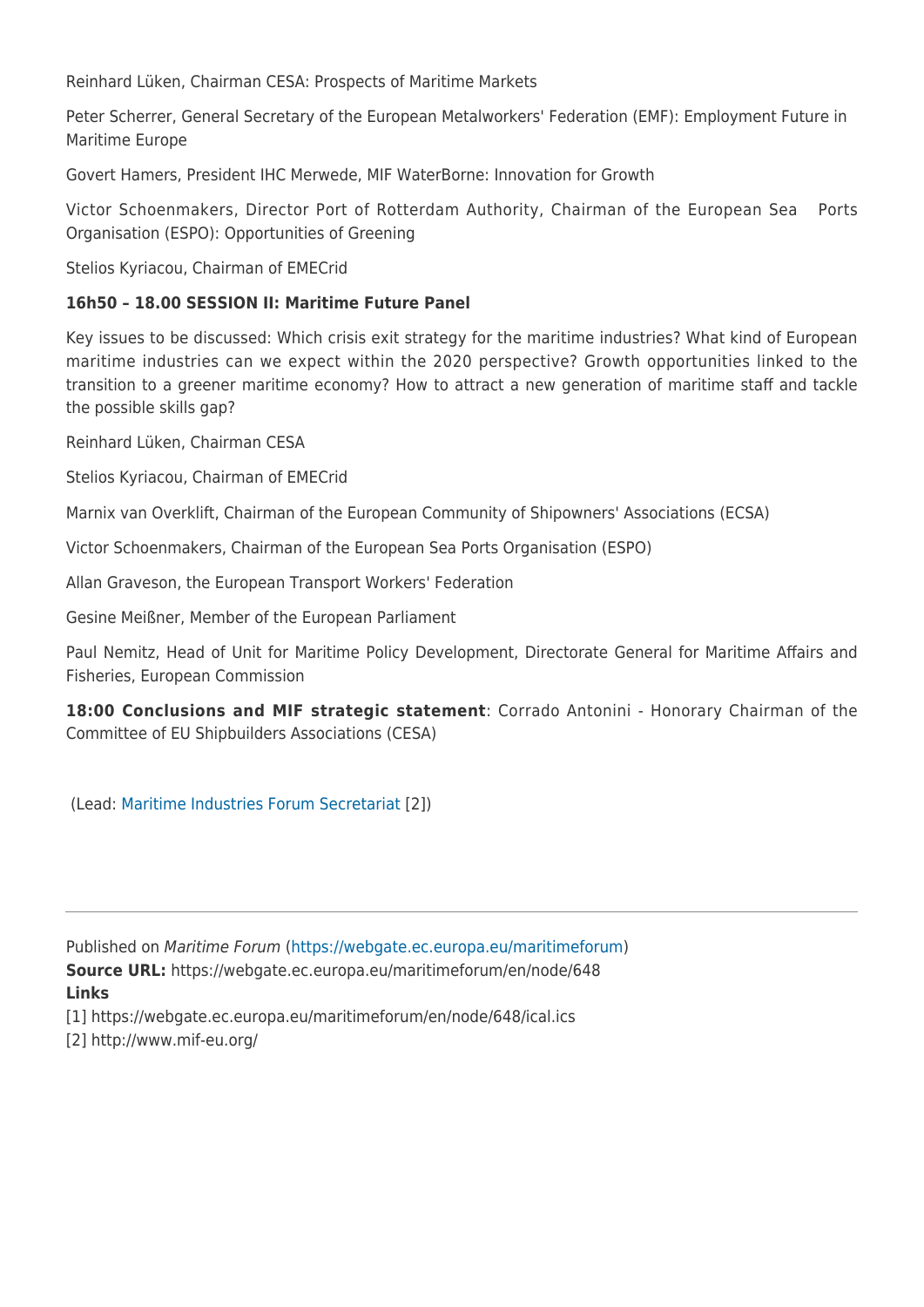Reinhard Lüken, Chairman CESA: Prospects of Maritime Markets

Peter Scherrer, General Secretary of the European Metalworkers' Federation (EMF): Employment Future in Maritime Europe

Govert Hamers, President IHC Merwede, MIF WaterBorne: Innovation for Growth

Victor Schoenmakers, Director Port of Rotterdam Authority, Chairman of the European Sea Ports Organisation (ESPO): Opportunities of Greening

Stelios Kyriacou, Chairman of EMECrid

**16h50 – 18.00 SESSION II: Maritime Future Panel**

Key issues to be discussed: Which crisis exit strategy for the maritime industries? What kind of European maritime industries can we expect within the 2020 perspective? Growth opportunities linked to the transition to a greener maritime economy? How to attract a new generation of maritime staff and tackle the possible skills gap?

Reinhard Lüken, Chairman CESA

Stelios Kyriacou, Chairman of EMECrid

Marnix van Overklift, Chairman of the European Community of Shipowners' Associations (ECSA)

Victor Schoenmakers, Chairman of the European Sea Ports Organisation (ESPO)

Allan Graveson, the European Transport Workers' Federation

Gesine Meißner, Member of the European Parliament

Paul Nemitz, Head of Unit for Maritime Policy Development, Directorate General for Maritime Affairs and Fisheries, European Commission

**18:00 Conclusions and MIF strategic statement**: Corrado Antonini - Honorary Chairman of the Committee of EU Shipbuilders Associations (CESA)

(Lead: Maritime Industries Forum Secretariat [2])

---

Published on *Maritime Forum* (https://webgate.ec.europa.eu/maritimeforum)
**Source URL:** https://webgate.ec.europa.eu/maritimeforum/en/node/648
**Links**
[1] https://webgate.ec.europa.eu/maritimeforum/en/node/648/ical.ics
[2] http://www.mif-eu.org/